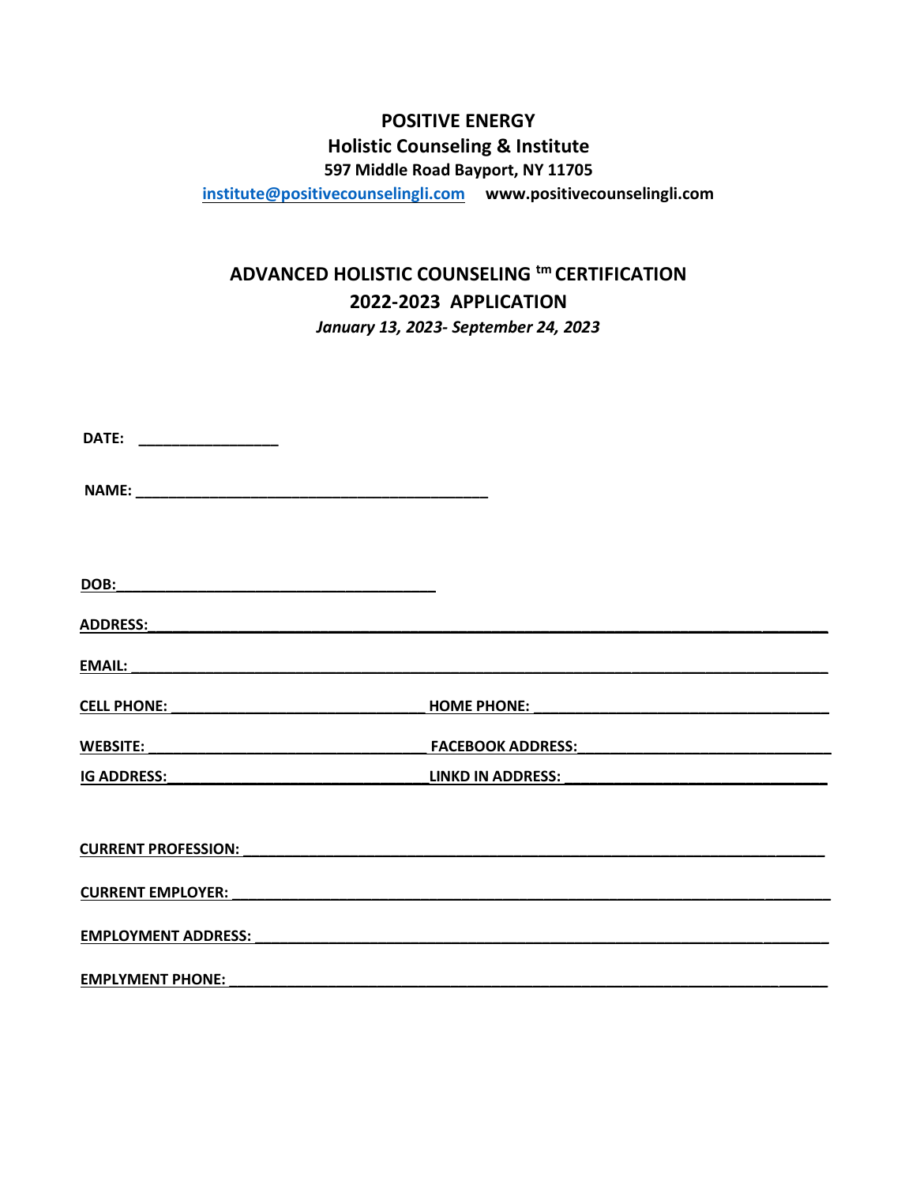**POSITIVE ENERGY**

**Holistic Counseling & Institute**

**597 Middle Road Bayport, NY 11705**

**institute@positivecounselingli.com** **www.positivecounselingli.com**

## ADVANCED HOLISTIC COUNSELING ™ CERTIFICATION

## 2022-2023 APPLICATION

*January 13, 2023- September 24, 2023*

**DATE:** ________________

**NAME:** ________________________________________

**DOB:** ____________________________________

**ADDRESS:** ________________________________________________________________________

**EMAIL:** __________________________________________________________________________

**CELL PHONE:** ______________________________ **HOME PHONE:** __________________________________

**WEBSITE:** ________________________________ **FACEBOOK ADDRESS:** ______________________________

**IG ADDRESS:** ______________________________ **LINKD IN ADDRESS:** ______________________________

**CURRENT PROFESSION:** ______________________________________________________________

**CURRENT EMPLOYER:** _______________________________________________________________

**EMPLOYMENT ADDRESS:** _____________________________________________________________

**EMPLYMENT PHONE:** ________________________________________________________________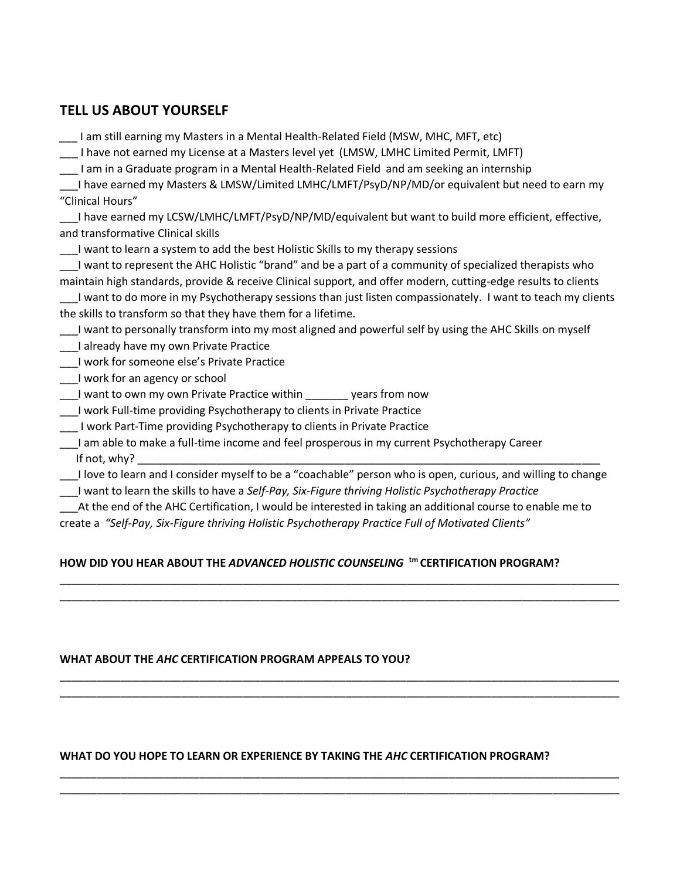## TELL US ABOUT YOURSELF

___ I am still earning my Masters in a Mental Health-Related Field (MSW, MHC, MFT, etc)

___ I have not earned my License at a Masters level yet (LMSW, LMHC Limited Permit, LMFT)

___ I am in a Graduate program in a Mental Health-Related Field and am seeking an internship

___I have earned my Masters & LMSW/Limited LMHC/LMFT/PsyD/NP/MD/or equivalent but need to earn my "Clinical Hours"

___I have earned my LCSW/LMHC/LMFT/PsyD/NP/MD/equivalent but want to build more efficient, effective, and transformative Clinical skills

___I want to learn a system to add the best Holistic Skills to my therapy sessions

___I want to represent the AHC Holistic "brand" and be a part of a community of specialized therapists who maintain high standards, provide & receive Clinical support, and offer modern, cutting-edge results to clients

___I want to do more in my Psychotherapy sessions than just listen compassionately. I want to teach my clients the skills to transform so that they have them for a lifetime.

___I want to personally transform into my most aligned and powerful self by using the AHC Skills on myself

___I already have my own Private Practice

___I work for someone else's Private Practice

___I work for an agency or school

___I want to own my own Private Practice within _______ years from now

___I work Full-time providing Psychotherapy to clients in Private Practice

___ I work Part-Time providing Psychotherapy to clients in Private Practice

___I am able to make a full-time income and feel prosperous in my current Psychotherapy Career
If not, why? ______________________________________________________________________________

___I love to learn and I consider myself to be a "coachable" person who is open, curious, and willing to change

___I want to learn the skills to have a *Self-Pay, Six-Figure thriving Holistic Psychotherapy Practice*

___At the end of the AHC Certification, I would be interested in taking an additional course to enable me to create a *"Self-Pay, Six-Figure thriving Holistic Psychotherapy Practice Full of Motivated Clients"*

**HOW DID YOU HEAR ABOUT THE *ADVANCED HOLISTIC COUNSELING* tm CERTIFICATION PROGRAM?**

______________________________________________________________________________________________
______________________________________________________________________________________________

**WHAT ABOUT THE *AHC* CERTIFICATION PROGRAM APPEALS TO YOU?**

______________________________________________________________________________________________
______________________________________________________________________________________________

**WHAT DO YOU HOPE TO LEARN OR EXPERIENCE BY TAKING THE *AHC* CERTIFICATION PROGRAM?**

______________________________________________________________________________________________
______________________________________________________________________________________________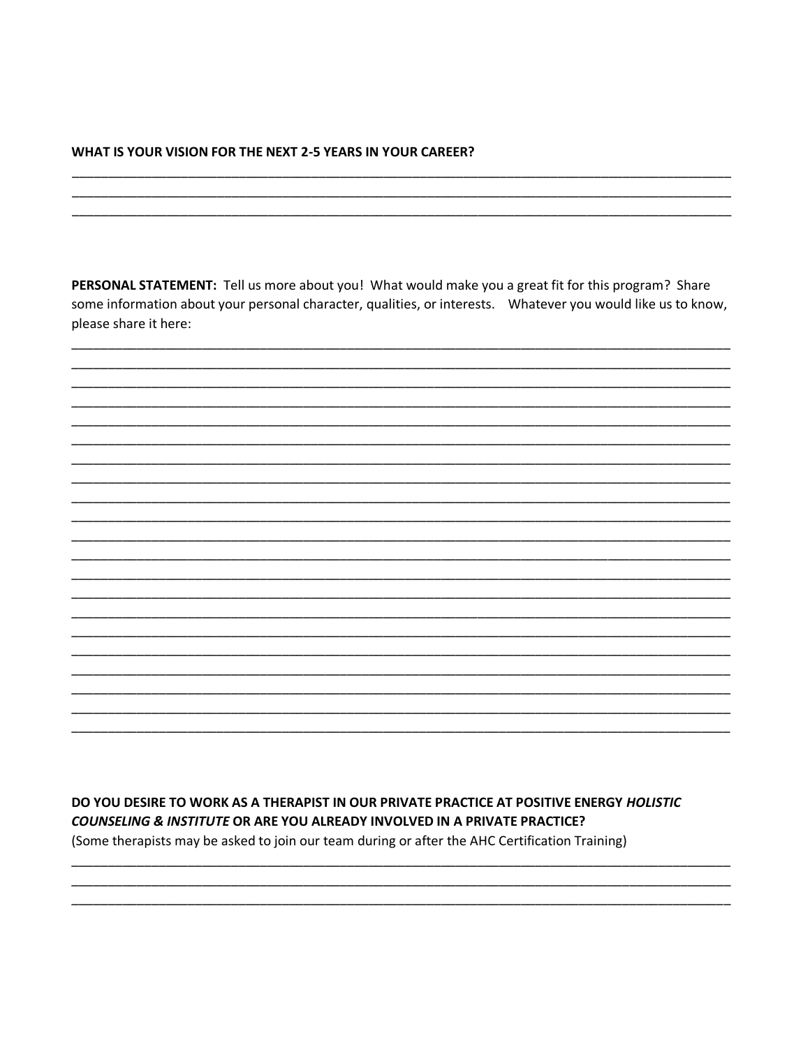**WHAT IS YOUR VISION FOR THE NEXT 2-5 YEARS IN YOUR CAREER?**

______________________________________________________________________________________
______________________________________________________________________________________
______________________________________________________________________________________

**PERSONAL STATEMENT:** Tell us more about you! What would make you a great fit for this program? Share some information about your personal character, qualities, or interests. Whatever you would like us to know, please share it here:

______________________________________________________________________________________
______________________________________________________________________________________
______________________________________________________________________________________
______________________________________________________________________________________
______________________________________________________________________________________
______________________________________________________________________________________
______________________________________________________________________________________
______________________________________________________________________________________
______________________________________________________________________________________
______________________________________________________________________________________
______________________________________________________________________________________
______________________________________________________________________________________
______________________________________________________________________________________
______________________________________________________________________________________
______________________________________________________________________________________
______________________________________________________________________________________
______________________________________________________________________________________
______________________________________________________________________________________
______________________________________________________________________________________
______________________________________________________________________________________
______________________________________________________________________________________

**DO YOU DESIRE TO WORK AS A THERAPIST IN OUR PRIVATE PRACTICE AT POSITIVE ENERGY *HOLISTIC COUNSELING & INSTITUTE* OR ARE YOU ALREADY INVOLVED IN A PRIVATE PRACTICE?**

(Some therapists may be asked to join our team during or after the AHC Certification Training)

______________________________________________________________________________________
______________________________________________________________________________________
______________________________________________________________________________________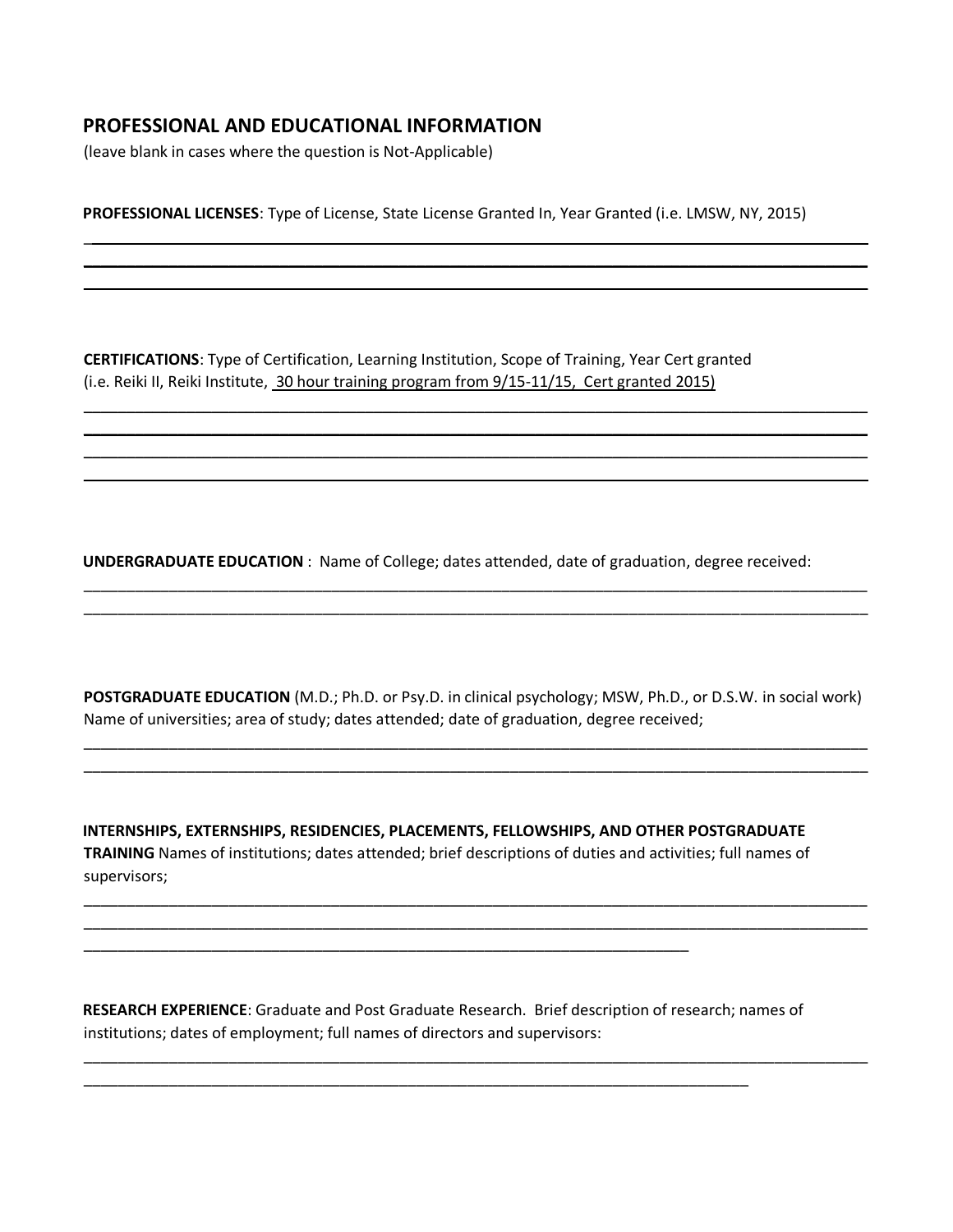## PROFESSIONAL AND EDUCATIONAL INFORMATION

(leave blank in cases where the question is Not-Applicable)

**PROFESSIONAL LICENSES**: Type of License, State License Granted In, Year Granted (i.e. LMSW, NY, 2015)

______________________________________________________________________________

______________________________________________________________________________

______________________________________________________________________________

**CERTIFICATIONS**: Type of Certification, Learning Institution, Scope of Training, Year Cert granted (i.e. Reiki II, Reiki Institute, 30 hour training program from 9/15-11/15, Cert granted 2015)

______________________________________________________________________________

______________________________________________________________________________

______________________________________________________________________________

______________________________________________________________________________

**UNDERGRADUATE EDUCATION** : Name of College; dates attended, date of graduation, degree received:

______________________________________________________________________________

______________________________________________________________________________

**POSTGRADUATE EDUCATION** (M.D.; Ph.D. or Psy.D. in clinical psychology; MSW, Ph.D., or D.S.W. in social work) Name of universities; area of study; dates attended; date of graduation, degree received;

______________________________________________________________________________

______________________________________________________________________________

**INTERNSHIPS, EXTERNSHIPS, RESIDENCIES, PLACEMENTS, FELLOWSHIPS, AND OTHER POSTGRADUATE TRAINING** Names of institutions; dates attended; brief descriptions of duties and activities; full names of supervisors;

______________________________________________________________________________

______________________________________________________________________________

____________________________________________________________

**RESEARCH EXPERIENCE**: Graduate and Post Graduate Research. Brief description of research; names of institutions; dates of employment; full names of directors and supervisors:

______________________________________________________________________________

__________________________________________________________________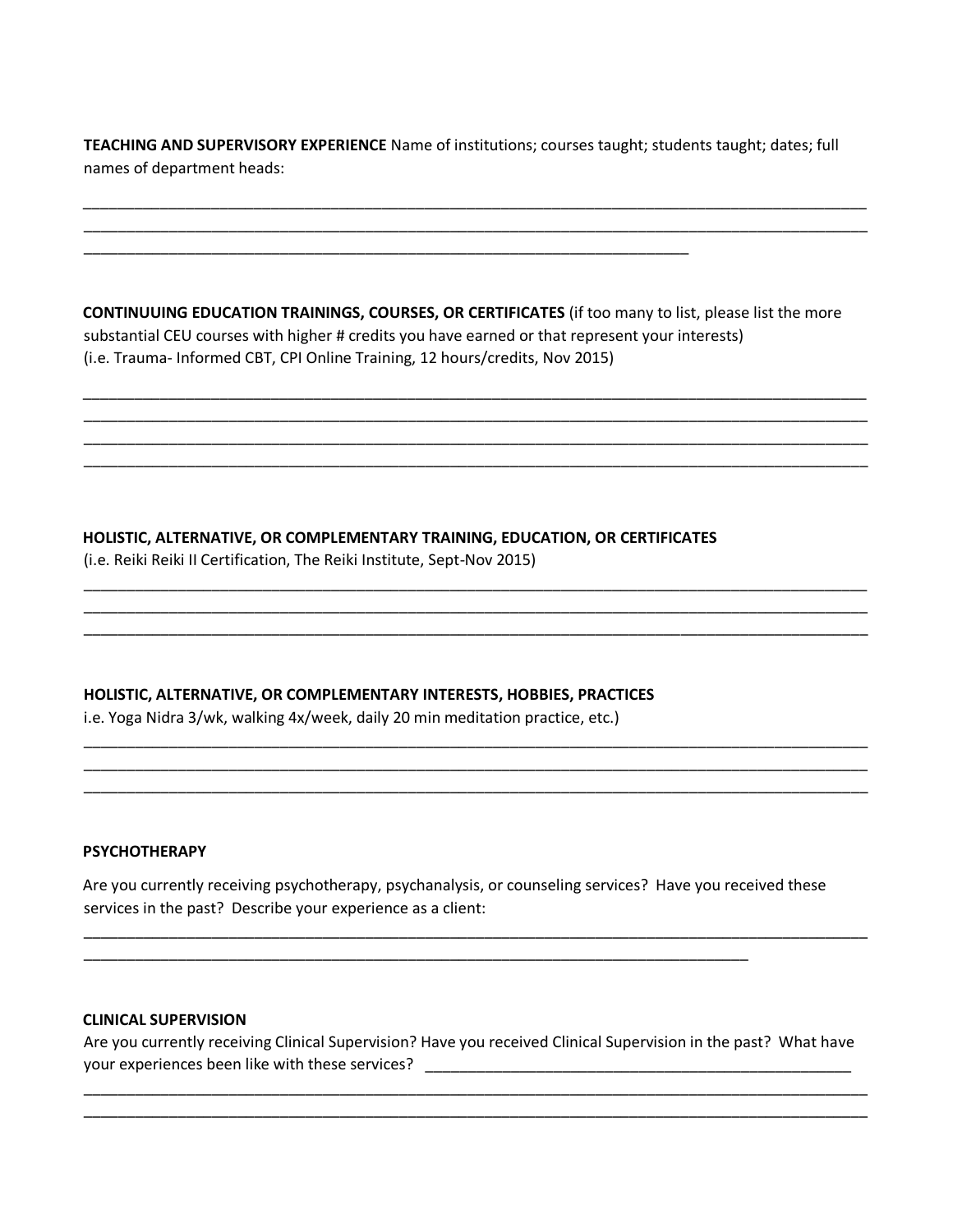**TEACHING AND SUPERVISORY EXPERIENCE** Name of institutions; courses taught; students taught; dates; full names of department heads:

____________________________________________________________________________________________
____________________________________________________________________________________________
______________________________________________________________________

**CONTINUUING EDUCATION TRAININGS, COURSES, OR CERTIFICATES** (if too many to list, please list the more substantial CEU courses with higher # credits you have earned or that represent your interests) (i.e. Trauma- Informed CBT, CPI Online Training, 12 hours/credits, Nov 2015)

____________________________________________________________________________________________
____________________________________________________________________________________________
____________________________________________________________________________________________
____________________________________________________________________________________________

**HOLISTIC, ALTERNATIVE, OR COMPLEMENTARY TRAINING, EDUCATION, OR CERTIFICATES**
(i.e. Reiki Reiki II Certification, The Reiki Institute, Sept-Nov 2015)

____________________________________________________________________________________________
____________________________________________________________________________________________
____________________________________________________________________________________________

**HOLISTIC, ALTERNATIVE, OR COMPLEMENTARY INTERESTS, HOBBIES, PRACTICES**
i.e. Yoga Nidra 3/wk, walking 4x/week, daily 20 min meditation practice, etc.)

____________________________________________________________________________________________
____________________________________________________________________________________________
____________________________________________________________________________________________

**PSYCHOTHERAPY**

Are you currently receiving psychotherapy, psychanalysis, or counseling services? Have you received these services in the past? Describe your experience as a client:

____________________________________________________________________________________________
___________________________________________________________________________

**CLINICAL SUPERVISION**

Are you currently receiving Clinical Supervision? Have you received Clinical Supervision in the past? What have your experiences been like with these services? ________________________________________________

____________________________________________________________________________________________
____________________________________________________________________________________________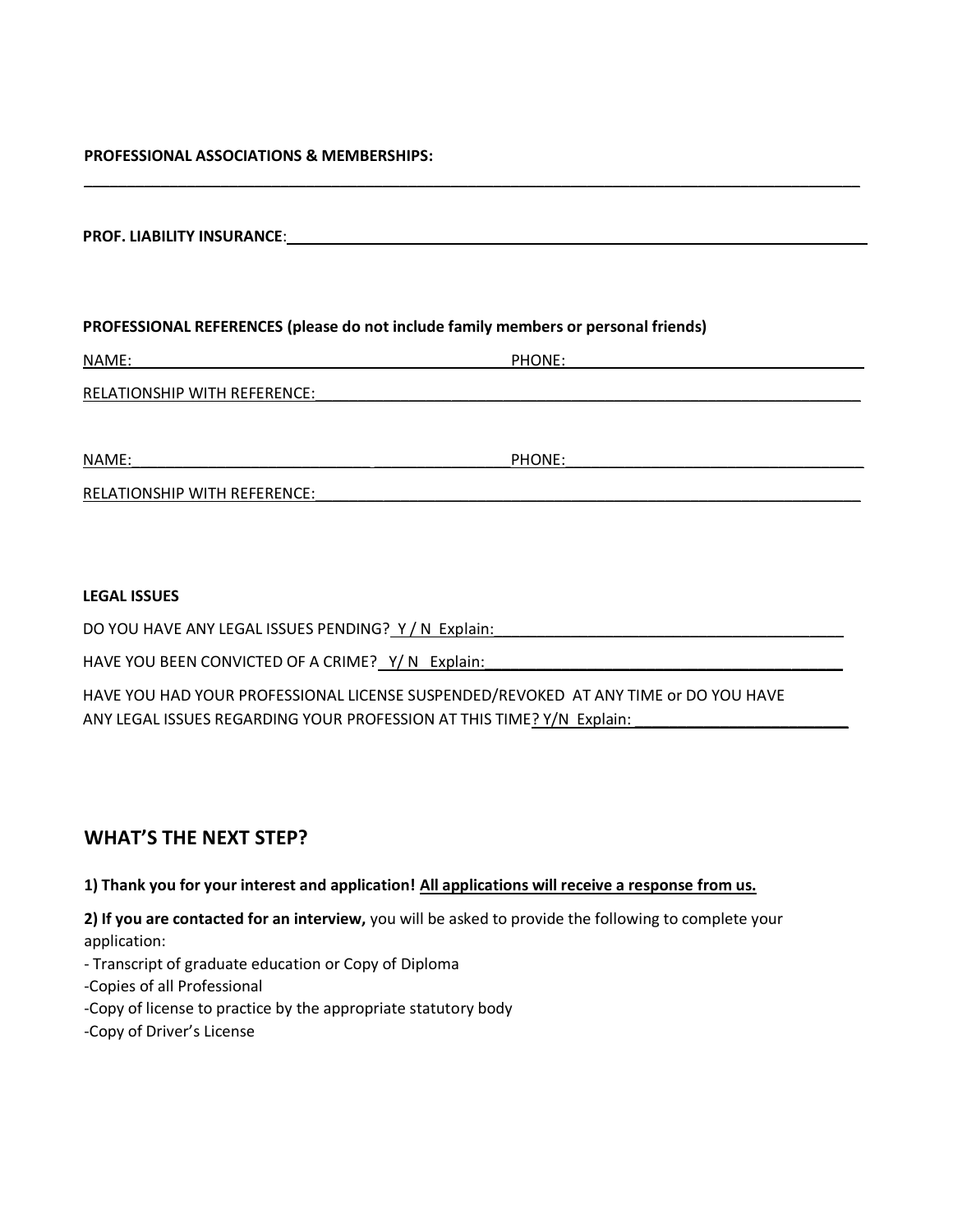**PROFESSIONAL ASSOCIATIONS & MEMBERSHIPS:**

______________________________________________________________________________________

**PROF. LIABILITY INSURANCE**:____________________________________________________________

**PROFESSIONAL REFERENCES (please do not include family members or personal friends)**

NAME:_________________________________________ PHONE:_________________________________

RELATIONSHIP WITH REFERENCE:_____________________________________________________________

NAME:_________________________________________ PHONE:_________________________________

RELATIONSHIP WITH REFERENCE:_____________________________________________________________

**LEGAL ISSUES**

DO YOU HAVE ANY LEGAL ISSUES PENDING? Y / N Explain:_______________________________________

HAVE YOU BEEN CONVICTED OF A CRIME? Y/ N Explain:__________________________________________

HAVE YOU HAD YOUR PROFESSIONAL LICENSE SUSPENDED/REVOKED AT ANY TIME or DO YOU HAVE ANY LEGAL ISSUES REGARDING YOUR PROFESSION AT THIS TIME? Y/N Explain: ________________________

## WHAT'S THE NEXT STEP?

**1) Thank you for your interest and application! All applications will receive a response from us.**

**2) If you are contacted for an interview,** you will be asked to provide the following to complete your application:

- Transcript of graduate education or Copy of Diploma
- Copies of all Professional
- Copy of license to practice by the appropriate statutory body
- Copy of Driver's License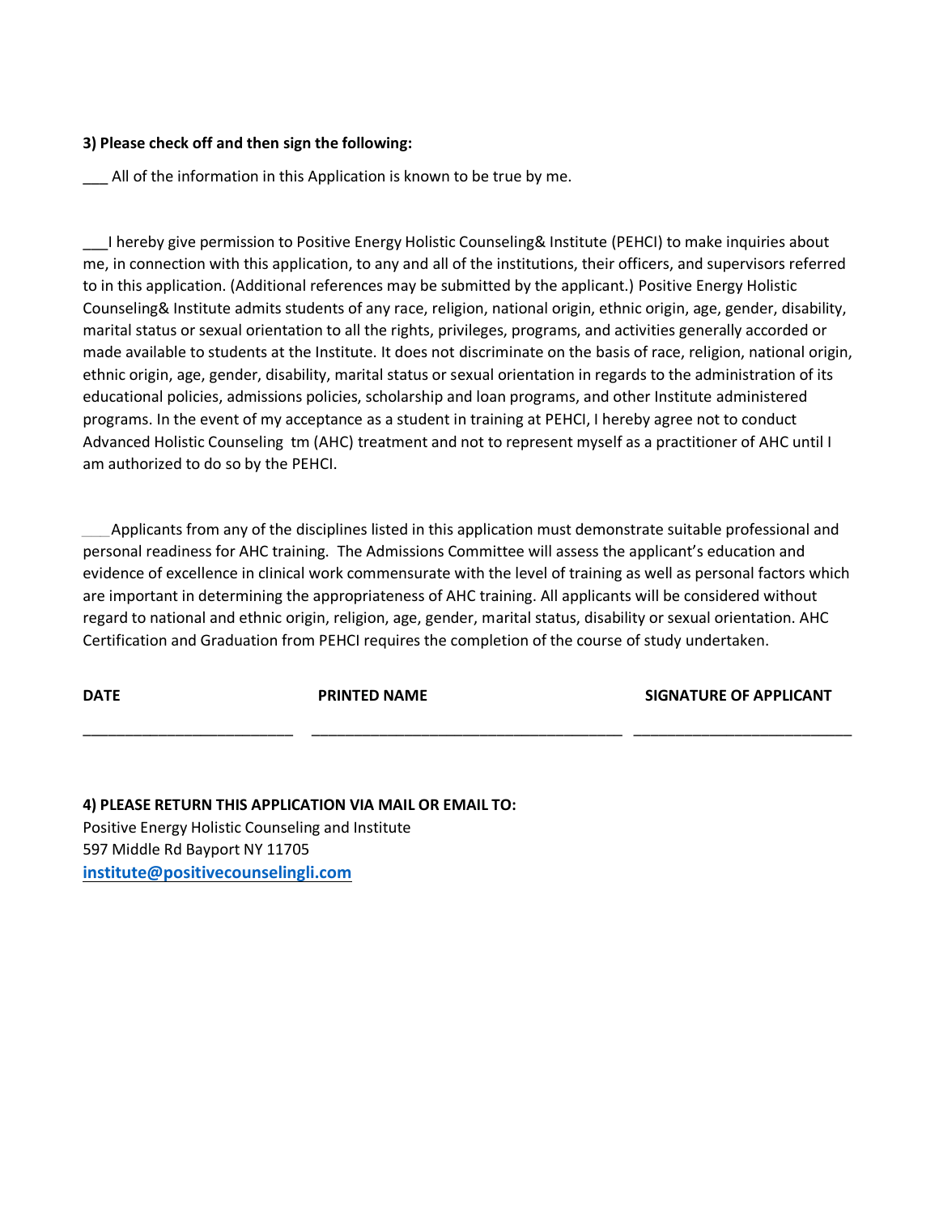**3) Please check off and then sign the following:**

___ All of the information in this Application is known to be true by me.

___I hereby give permission to Positive Energy Holistic Counseling& Institute (PEHCI) to make inquiries about me, in connection with this application, to any and all of the institutions, their officers, and supervisors referred to in this application. (Additional references may be submitted by the applicant.) Positive Energy Holistic Counseling& Institute admits students of any race, religion, national origin, ethnic origin, age, gender, disability, marital status or sexual orientation to all the rights, privileges, programs, and activities generally accorded or made available to students at the Institute. It does not discriminate on the basis of race, religion, national origin, ethnic origin, age, gender, disability, marital status or sexual orientation in regards to the administration of its educational policies, admissions policies, scholarship and loan programs, and other Institute administered programs. In the event of my acceptance as a student in training at PEHCI, I hereby agree not to conduct Advanced Holistic Counseling tm (AHC) treatment and not to represent myself as a practitioner of AHC until I am authorized to do so by the PEHCI.

___Applicants from any of the disciplines listed in this application must demonstrate suitable professional and personal readiness for AHC training. The Admissions Committee will assess the applicant's education and evidence of excellence in clinical work commensurate with the level of training as well as personal factors which are important in determining the appropriateness of AHC training. All applicants will be considered without regard to national and ethnic origin, religion, age, gender, marital status, disability or sexual orientation. AHC Certification and Graduation from PEHCI requires the completion of the course of study undertaken.

| **DATE** | **PRINTED NAME** | **SIGNATURE OF APPLICANT** |
| --- | --- | --- |
| ________________________ | ____________________________________ | _________________________ |

**4) PLEASE RETURN THIS APPLICATION VIA MAIL OR EMAIL TO:**
Positive Energy Holistic Counseling and Institute
597 Middle Rd Bayport NY 11705
**institute@positivecounselingli.com**